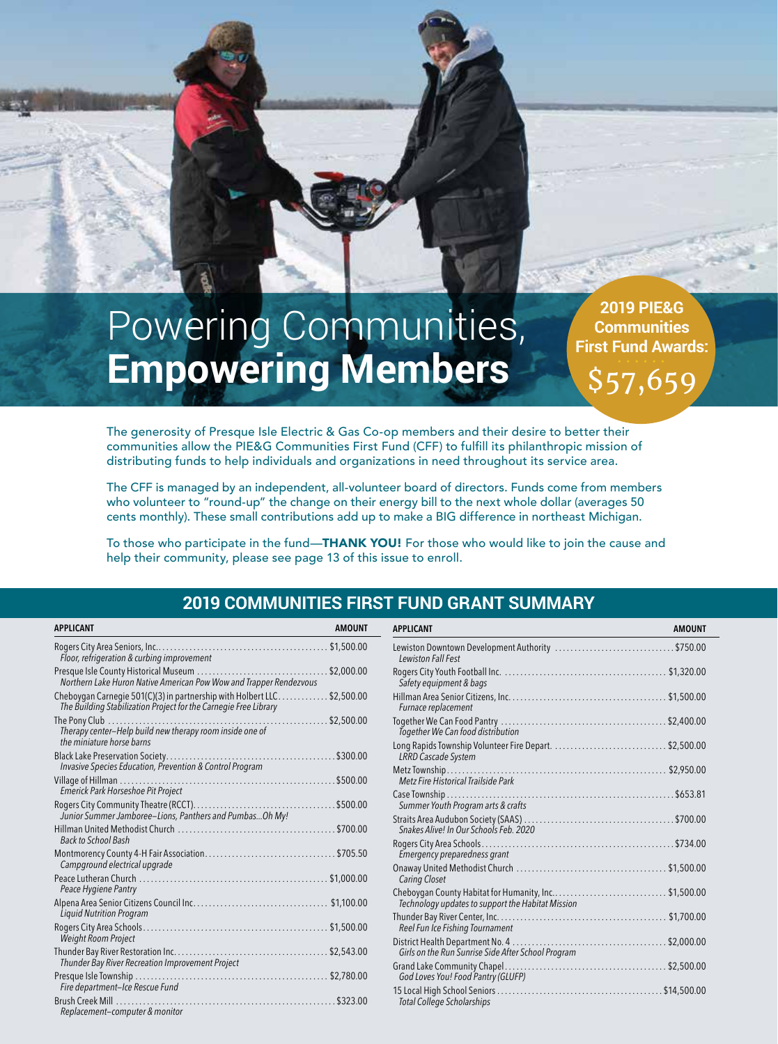# Powering Communities, **Empowering Members**

**2019 PIE&G Communities First Fund Awards:**

**$57,659**

The generosity of Presque Isle Electric & Gas Co-op members and their desire to better their communities allow the PIE&G Communities First Fund (CFF) to fulfill its philanthropic mission of distributing funds to help individuals and organizations in need throughout its service area.

The CFF is managed by an independent, all-volunteer board of directors. Funds come from members who volunteer to "round-up" the change on their energy bill to the next whole dollar (averages 50 cents monthly). These small contributions add up to make a BIG difference in northeast Michigan.

To those who participate in the fund—**THANK YOU!** For those who would like to join the cause and help their community, please see page 13 of this issue to enroll.

## 2019 COMMUNITIES FIRST FUND GRANT SUMMARY

| APPLICANT | AMOUNT |
|---|---|
| Rogers City Area Seniors, Inc. *Floor, refrigeration & curbing improvement* | $1,500.00 |
| Presque Isle County Historical Museum *Northern Lake Huron Native American Pow Wow and Trapper Rendezvous* | $2,000.00 |
| Cheboygan Carnegie 501(C)(3) in partnership with Holbert LLC *The Building Stabilization Project for the Carnegie Free Library* | $2,500.00 |
| The Pony Club *Therapy center–Help build new therapy room inside one of the miniature horse barns* | $2,500.00 |
| Black Lake Preservation Society *Invasive Species Education, Prevention & Control Program* | $300.00 |
| Village of Hillman *Emerick Park Horseshoe Pit Project* | $500.00 |
| Rogers City Community Theatre (RCCT) *Junior Summer Jamboree–Lions, Panthers and Pumbas...Oh My!* | $500.00 |
| Hillman United Methodist Church *Back to School Bash* | $700.00 |
| Montmorency County 4-H Fair Association *Campground electrical upgrade* | $705.50 |
| Peace Lutheran Church *Peace Hygiene Pantry* | $1,000.00 |
| Alpena Area Senior Citizens Council Inc. *Liquid Nutrition Program* | $1,100.00 |
| Rogers City Area Schools *Weight Room Project* | $1,500.00 |
| Thunder Bay River Restoration Inc. *Thunder Bay River Recreation Improvement Project* | $2,543.00 |
| Presque Isle Township *Fire department–Ice Rescue Fund* | $2,780.00 |
| Brush Creek Mill *Replacement–computer & monitor* | $323.00 |
| Lewiston Downtown Development Authority *Lewiston Fall Fest* | $750.00 |
| Rogers City Youth Football Inc. *Safety equipment & bags* | $1,320.00 |
| Hillman Area Senior Citizens, Inc. *Furnace replacement* | $1,500.00 |
| Together We Can Food Pantry *Together We Can food distribution* | $2,400.00 |
| Long Rapids Township Volunteer Fire Depart. *LRRD Cascade System* | $2,500.00 |
| Metz Township *Metz Fire Historical Trailside Park* | $2,950.00 |
| Case Township *Summer Youth Program arts & crafts* | $653.81 |
| Straits Area Audubon Society (SAAS) *Snakes Alive! In Our Schools Feb. 2020* | $700.00 |
| Rogers City Area Schools *Emergency preparedness grant* | $734.00 |
| Onaway United Methodist Church *Caring Closet* | $1,500.00 |
| Cheboygan County Habitat for Humanity, Inc. *Technology updates to support the Habitat Mission* | $1,500.00 |
| Thunder Bay River Center, Inc. *Reel Fun Ice Fishing Tournament* | $1,700.00 |
| District Health Department No. 4 *Girls on the Run Sunrise Side After School Program* | $2,000.00 |
| Grand Lake Community Chapel *God Loves You! Food Pantry (GLUFP)* | $2,500.00 |
| 15 Local High School Seniors *Total College Scholarships* | $14,500.00 |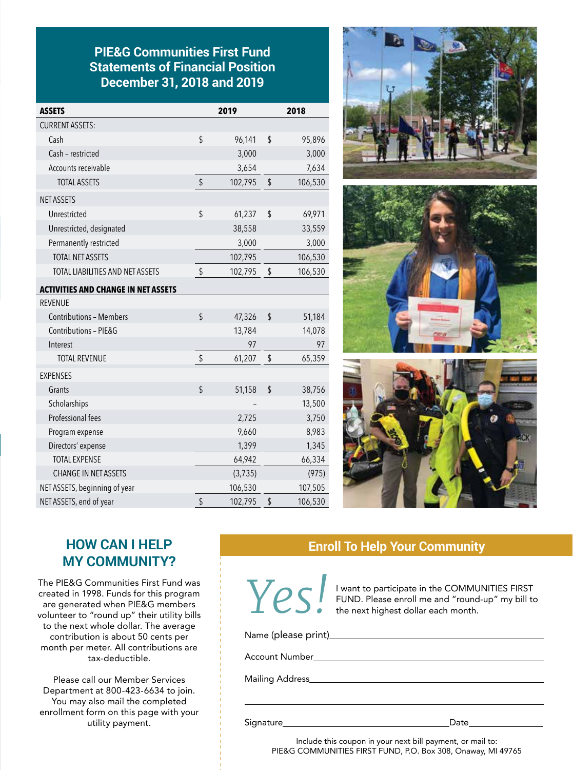## PIE&G Communities First Fund Statements of Financial Position December 31, 2018 and 2019

| ASSETS | | 2019 | | 2018 |
|---|---|---|---|---|
| CURRENT ASSETS: | | | | |
| Cash | $ | 96,141 | $ | 95,896 |
| Cash – restricted | | 3,000 | | 3,000 |
| Accounts receivable | | 3,654 | | 7,634 |
| TOTAL ASSETS | $ | 102,795 | $ | 106,530 |
| NET ASSETS | | | | |
| Unrestricted | $ | 61,237 | $ | 69,971 |
| Unrestricted, designated | | 38,558 | | 33,559 |
| Permanently restricted | | 3,000 | | 3,000 |
| TOTAL NET ASSETS | | 102,795 | | 106,530 |
| TOTAL LIABILITIES AND NET ASSETS | $ | 102,795 | $ | 106,530 |
| **ACTIVITIES AND CHANGE IN NET ASSETS** | | | | |
| REVENUE | | | | |
| Contributions – Members | $ | 47,326 | $ | 51,184 |
| Contributions – PIE&G | | 13,784 | | 14,078 |
| Interest | | 97 | | 97 |
| TOTAL REVENUE | $ | 61,207 | $ | 65,359 |
| EXPENSES | | | | |
| Grants | $ | 51,158 | $ | 38,756 |
| Scholarships | | – | | 13,500 |
| Professional fees | | 2,725 | | 3,750 |
| Program expense | | 9,660 | | 8,983 |
| Directors' expense | | 1,399 | | 1,345 |
| TOTAL EXPENSE | | 64,942 | | 66,334 |
| CHANGE IN NET ASSETS | | (3,735) | | (975) |
| NET ASSETS, beginning of year | | 106,530 | | 107,505 |
| NET ASSETS, end of year | $ | 102,795 | $ | 106,530 |

## HOW CAN I HELP MY COMMUNITY?

The PIE&G Communities First Fund was created in 1998. Funds for this program are generated when PIE&G members volunteer to "round up" their utility bills to the next whole dollar. The average contribution is about 50 cents per month per meter. All contributions are tax-deductible.

Please call our Member Services Department at 800-423-6634 to join. You may also mail the completed enrollment form on this page with your utility payment.

## Enroll To Help Your Community

*Yes!* I want to participate in the COMMUNITIES FIRST FUND. Please enroll me and "round-up" my bill to the next highest dollar each month.

Name (please print)\_\_\_\_\_\_\_\_\_\_\_\_\_\_\_\_\_\_\_\_

Account Number\_\_\_\_\_\_\_\_\_\_\_\_\_\_\_\_\_\_\_\_

Mailing Address\_\_\_\_\_\_\_\_\_\_\_\_\_\_\_\_\_\_\_\_

\_\_\_\_\_\_\_\_\_\_\_\_\_\_\_\_\_\_\_\_

Signature\_\_\_\_\_\_\_\_\_\_\_\_\_\_\_\_\_\_\_\_ Date\_\_\_\_\_\_\_\_\_\_

Include this coupon in your next bill payment, or mail to:
PIE&G COMMUNITIES FIRST FUND, P.O. Box 308, Onaway, MI 49765